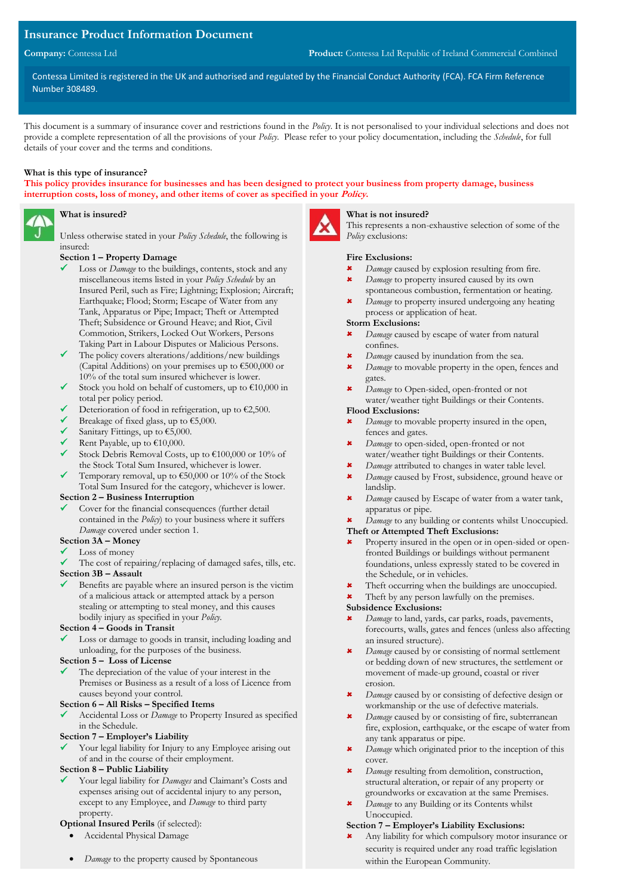# Insurance Product Information Document

**Company:** Contessa Ltd **Product:** Contessa Ltd Republic of Ireland Commercial Combined

Contessa Limited is registered in the UK and authorised and regulated by the Financial Conduct Authority (FCA). FCA Firm Reference Number 308489.

This document is a summary of insurance cover and restrictions found in the *Policy*. It is not personalised to your individual selections and does not provide a complete representation of all the provisions of your *Policy*. Please refer to your policy documentation, including the *Schedule*, for full details of your cover and the terms and conditions.

**What is this type of insurance?**

**This policy provides insurance for businesses and has been designed to protect your business from property damage, business interruption costs, loss of money, and other items of cover as specified in your *Policy*.**

## What is insured?

Unless otherwise stated in your *Policy Schedule*, the following is insured:

**Section 1 – Property Damage**

- ✓ Loss or *Damage* to the buildings, contents, stock and any miscellaneous items listed in your *Policy Schedule* by an Insured Peril, such as Fire; Lightning; Explosion; Aircraft; Earthquake; Flood; Storm; Escape of Water from any Tank, Apparatus or Pipe; Impact; Theft or Attempted Theft; Subsidence or Ground Heave; and Riot, Civil Commotion, Strikers, Locked Out Workers, Persons Taking Part in Labour Disputes or Malicious Persons.
- ✓ The policy covers alterations/additions/new buildings (Capital Additions) on your premises up to €500,000 or 10% of the total sum insured whichever is lower.
- ✓ Stock you hold on behalf of customers, up to €10,000 in total per policy period.
- ✓ Deterioration of food in refrigeration, up to €2,500.
- ✓ Breakage of fixed glass, up to €5,000.
- ✓ Sanitary Fittings, up to €5,000.
- ✓ Rent Payable, up to €10,000.
- ✓ Stock Debris Removal Costs, up to €100,000 or 10% of the Stock Total Sum Insured, whichever is lower.
- ✓ Temporary removal, up to €50,000 or 10% of the Stock Total Sum Insured for the category, whichever is lower.

**Section 2 – Business Interruption**

- ✓ Cover for the financial consequences (further detail contained in the *Policy*) to your business where it suffers *Damage* covered under section 1.

**Section 3A – Money**

- ✓ Loss of money
- ✓ The cost of repairing/replacing of damaged safes, tills, etc.

**Section 3B – Assault**

- ✓ Benefits are payable where an insured person is the victim of a malicious attack or attempted attack by a person stealing or attempting to steal money, and this causes bodily injury as specified in your *Policy*.

**Section 4 – Goods in Transit**

- ✓ Loss or damage to goods in transit, including loading and unloading, for the purposes of the business.

**Section 5 – Loss of License**

- ✓ The depreciation of the value of your interest in the Premises or Business as a result of a loss of Licence from causes beyond your control.

**Section 6 – All Risks – Specified Items**

- ✓ Accidental Loss or *Damage* to Property Insured as specified in the Schedule.

**Section 7 – Employer's Liability**

- ✓ Your legal liability for Injury to any Employee arising out of and in the course of their employment.

**Section 8 – Public Liability**

- ✓ Your legal liability for *Damages* and Claimant's Costs and expenses arising out of accidental injury to any person, except to any Employee, and *Damage* to third party property.

**Optional Insured Perils** (if selected):

- Accidental Physical Damage
- *Damage* to the property caused by Spontaneous

## What is not insured?

This represents a non-exhaustive selection of some of the *Policy* exclusions:

**Fire Exclusions:**

- ✗ *Damage* caused by explosion resulting from fire.
- ✗ *Damage* to property insured caused by its own spontaneous combustion, fermentation or heating.
- ✗ *Damage* to property insured undergoing any heating process or application of heat.

**Storm Exclusions:**

- ✗ *Damage* caused by escape of water from natural confines.
- ✗ *Damage* caused by inundation from the sea.
- ✗ *Damage* to movable property in the open, fences and gates.
- ✗ *Damage* to Open-sided, open-fronted or not water/weather tight Buildings or their Contents.

**Flood Exclusions:**

- ✗ *Damage* to movable property insured in the open, fences and gates.
- ✗ *Damage* to open-sided, open-fronted or not water/weather tight Buildings or their Contents.
- ✗ *Damage* attributed to changes in water table level.
- ✗ *Damage* caused by Frost, subsidence, ground heave or landslip.
- ✗ *Damage* caused by Escape of water from a water tank, apparatus or pipe.
- ✗ *Damage* to any building or contents whilst Unoccupied.

**Theft or Attempted Theft Exclusions:**

- ✗ Property insured in the open or in open-sided or open-fronted Buildings or buildings without permanent foundations, unless expressly stated to be covered in the Schedule, or in vehicles.
- ✗ Theft occurring when the buildings are unoccupied.
- ✗ Theft by any person lawfully on the premises.

**Subsidence Exclusions:**

- ✗ *Damage* to land, yards, car parks, roads, pavements, forecourts, walls, gates and fences (unless also affecting an insured structure).
- ✗ *Damage* caused by or consisting of normal settlement or bedding down of new structures, the settlement or movement of made-up ground, coastal or river erosion.
- ✗ *Damage* caused by or consisting of defective design or workmanship or the use of defective materials.
- ✗ *Damage* caused by or consisting of fire, subterranean fire, explosion, earthquake, or the escape of water from any tank apparatus or pipe.
- ✗ *Damage* which originated prior to the inception of this cover.
- ✗ *Damage* resulting from demolition, construction, structural alteration, or repair of any property or groundworks or excavation at the same Premises.
- ✗ *Damage* to any Building or its Contents whilst Unoccupied.

**Section 7 – Employer's Liability Exclusions:**

- ✗ Any liability for which compulsory motor insurance or security is required under any road traffic legislation within the European Community.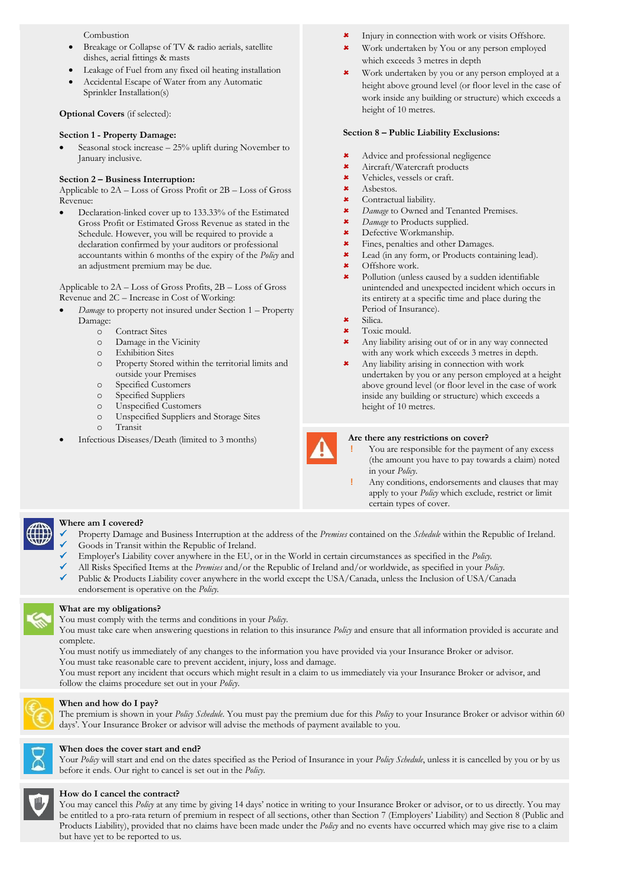Combustion

- Breakage or Collapse of TV & radio aerials, satellite dishes, aerial fittings & masts
- Leakage of Fuel from any fixed oil heating installation
- Accidental Escape of Water from any Automatic Sprinkler Installation(s)

**Optional Covers** (if selected):

**Section 1 - Property Damage:**

- Seasonal stock increase – 25% uplift during November to January inclusive.

**Section 2 – Business Interruption:**

Applicable to 2A – Loss of Gross Profit or 2B – Loss of Gross Revenue:

- Declaration-linked cover up to 133.33% of the Estimated Gross Profit or Estimated Gross Revenue as stated in the Schedule. However, you will be required to provide a declaration confirmed by your auditors or professional accountants within 6 months of the expiry of the *Policy* and an adjustment premium may be due.

Applicable to 2A – Loss of Gross Profits, 2B – Loss of Gross Revenue and 2C – Increase in Cost of Working:

- *Damage* to property not insured under Section 1 – Property Damage:
  - Contract Sites
  - Damage in the Vicinity
  - Exhibition Sites
  - Property Stored within the territorial limits and outside your Premises
  - Specified Customers
  - Specified Suppliers
  - Unspecified Customers
  - Unspecified Suppliers and Storage Sites
  - Transit
- Infectious Diseases/Death (limited to 3 months)

- ✘ Injury in connection with work or visits Offshore.
- ✘ Work undertaken by You or any person employed which exceeds 3 metres in depth
- ✘ Work undertaken by you or any person employed at a height above ground level (or floor level in the case of work inside any building or structure) which exceeds a height of 10 metres.

**Section 8 – Public Liability Exclusions:**

- ✘ Advice and professional negligence
- ✘ Aircraft/Watercraft products
- ✘ Vehicles, vessels or craft.
- ✘ Asbestos.
- ✘ Contractual liability.
- ✘ *Damage* to Owned and Tenanted Premises.
- ✘ *Damage* to Products supplied.
- ✘ Defective Workmanship.
- ✘ Fines, penalties and other Damages.
- ✘ Lead (in any form, or Products containing lead).
- ✘ Offshore work.
- ✘ Pollution (unless caused by a sudden identifiable unintended and unexpected incident which occurs in its entirety at a specific time and place during the Period of Insurance).
- ✘ Silica.
- ✘ Toxic mould.
- ✘ Any liability arising out of or in any way connected with any work which exceeds 3 metres in depth.
- ✘ Any liability arising in connection with work undertaken by you or any person employed at a height above ground level (or floor level in the case of work inside any building or structure) which exceeds a height of 10 metres.

**Are there any restrictions on cover?**

- ! You are responsible for the payment of any excess (the amount you have to pay towards a claim) noted in your *Policy*.
- ! Any conditions, endorsements and clauses that may apply to your *Policy* which exclude, restrict or limit certain types of cover.

**Where am I covered?**

- ✓ Property Damage and Business Interruption at the address of the *Premises* contained on the *Schedule* within the Republic of Ireland.
- ✓ Goods in Transit within the Republic of Ireland.
- ✓ Employer's Liability cover anywhere in the EU, or in the World in certain circumstances as specified in the *Policy*.
- ✓ All Risks Specified Items at the *Premises* and/or the Republic of Ireland and/or worldwide, as specified in your *Policy*.
- ✓ Public & Products Liability cover anywhere in the world except the USA/Canada, unless the Inclusion of USA/Canada endorsement is operative on the *Policy*.

**What are my obligations?**

You must comply with the terms and conditions in your *Policy*.
You must take care when answering questions in relation to this insurance *Policy* and ensure that all information provided is accurate and complete.
You must notify us immediately of any changes to the information you have provided via your Insurance Broker or advisor.
You must take reasonable care to prevent accident, injury, loss and damage.
You must report any incident that occurs which might result in a claim to us immediately via your Insurance Broker or advisor, and follow the claims procedure set out in your *Policy*.

**When and how do I pay?**

The premium is shown in your *Policy Schedule*. You must pay the premium due for this *Policy* to your Insurance Broker or advisor within 60 days'. Your Insurance Broker or advisor will advise the methods of payment available to you.

**When does the cover start and end?**

Your *Policy* will start and end on the dates specified as the Period of Insurance in your *Policy Schedule*, unless it is cancelled by you or by us before it ends. Our right to cancel is set out in the *Policy*.

**How do I cancel the contract?**

You may cancel this *Policy* at any time by giving 14 days' notice in writing to your Insurance Broker or advisor, or to us directly. You may be entitled to a pro-rata return of premium in respect of all sections, other than Section 7 (Employers' Liability) and Section 8 (Public and Products Liability), provided that no claims have been made under the *Policy* and no events have occurred which may give rise to a claim but have yet to be reported to us.